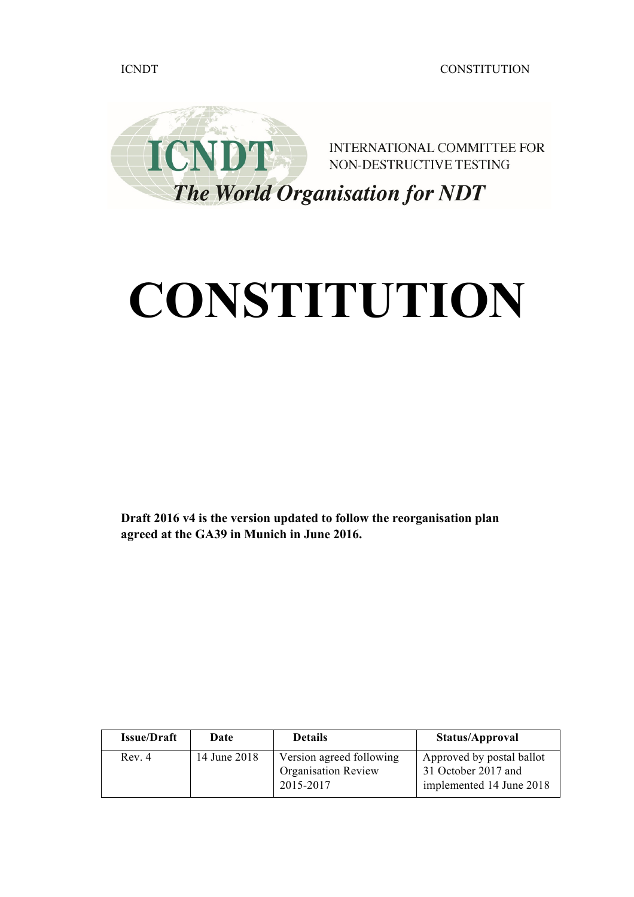ICNDT CONSTITUTION

ICNDT INTERNATIONAL COMMITTEE FOR NON-DESTRUCTIVE TESTING

*The World Organisation for NDT*

# CONSTITUTION

**Draft 2016 v4 is the version updated to follow the reorganisation plan agreed at the GA39 in Munich in June 2016.**

| Issue/Draft | Date | Details | Status/Approval |
|---|---|---|---|
| Rev. 4 | 14 June 2018 | Version agreed following Organisation Review 2015-2017 | Approved by postal ballot 31 October 2017 and implemented 14 June 2018 |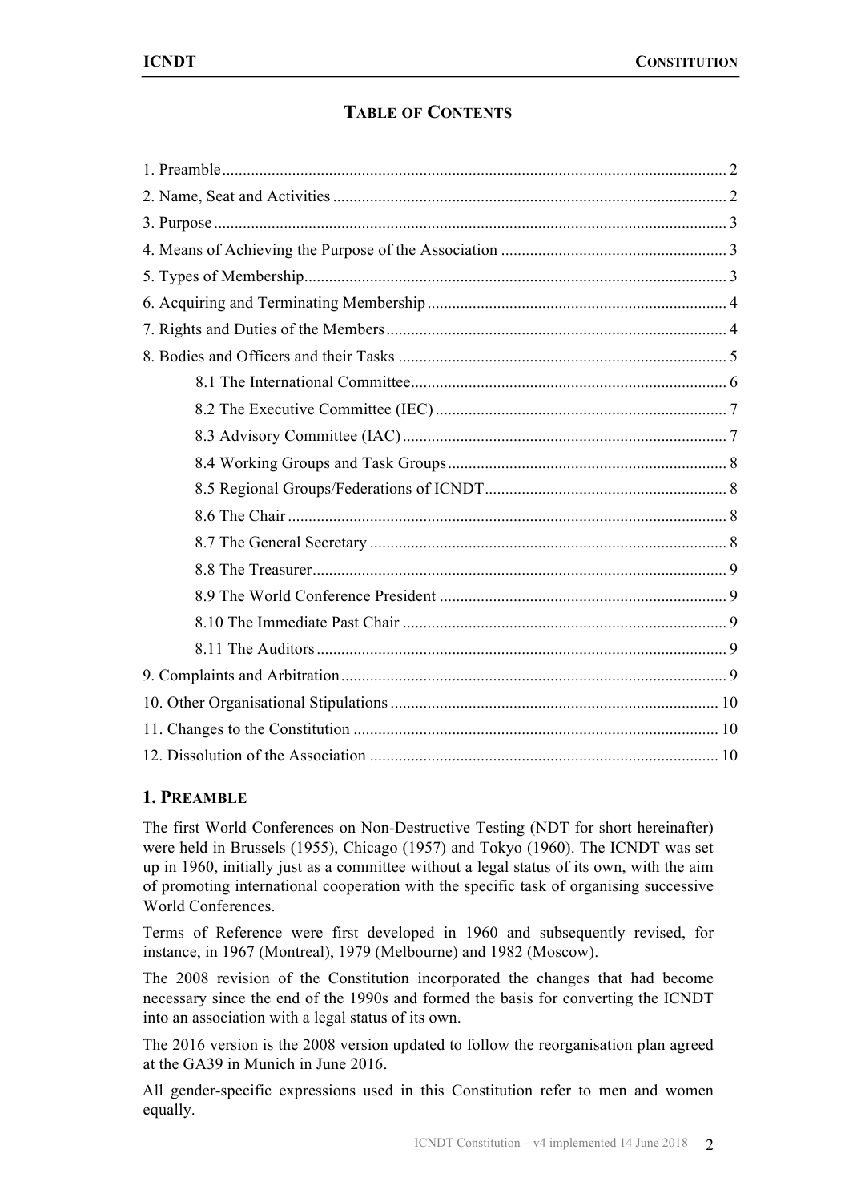## TABLE OF CONTENTS

1. Preamble ... 2
2. Name, Seat and Activities ... 2
3. Purpose ... 3
4. Means of Achieving the Purpose of the Association ... 3
5. Types of Membership ... 3
6. Acquiring and Terminating Membership ... 4
7. Rights and Duties of the Members ... 4
8. Bodies and Officers and their Tasks ... 5
   - 8.1 The International Committee ... 6
   - 8.2 The Executive Committee (IEC) ... 7
   - 8.3 Advisory Committee (IAC) ... 7
   - 8.4 Working Groups and Task Groups ... 8
   - 8.5 Regional Groups/Federations of ICNDT ... 8
   - 8.6 The Chair ... 8
   - 8.7 The General Secretary ... 8
   - 8.8 The Treasurer ... 9
   - 8.9 The World Conference President ... 9
   - 8.10 The Immediate Past Chair ... 9
   - 8.11 The Auditors ... 9
9. Complaints and Arbitration ... 9
10. Other Organisational Stipulations ... 10
11. Changes to the Constitution ... 10
12. Dissolution of the Association ... 10

## 1. PREAMBLE

The first World Conferences on Non-Destructive Testing (NDT for short hereinafter) were held in Brussels (1955), Chicago (1957) and Tokyo (1960). The ICNDT was set up in 1960, initially just as a committee without a legal status of its own, with the aim of promoting international cooperation with the specific task of organising successive World Conferences.

Terms of Reference were first developed in 1960 and subsequently revised, for instance, in 1967 (Montreal), 1979 (Melbourne) and 1982 (Moscow).

The 2008 revision of the Constitution incorporated the changes that had become necessary since the end of the 1990s and formed the basis for converting the ICNDT into an association with a legal status of its own.

The 2016 version is the 2008 version updated to follow the reorganisation plan agreed at the GA39 in Munich in June 2016.

All gender-specific expressions used in this Constitution refer to men and women equally.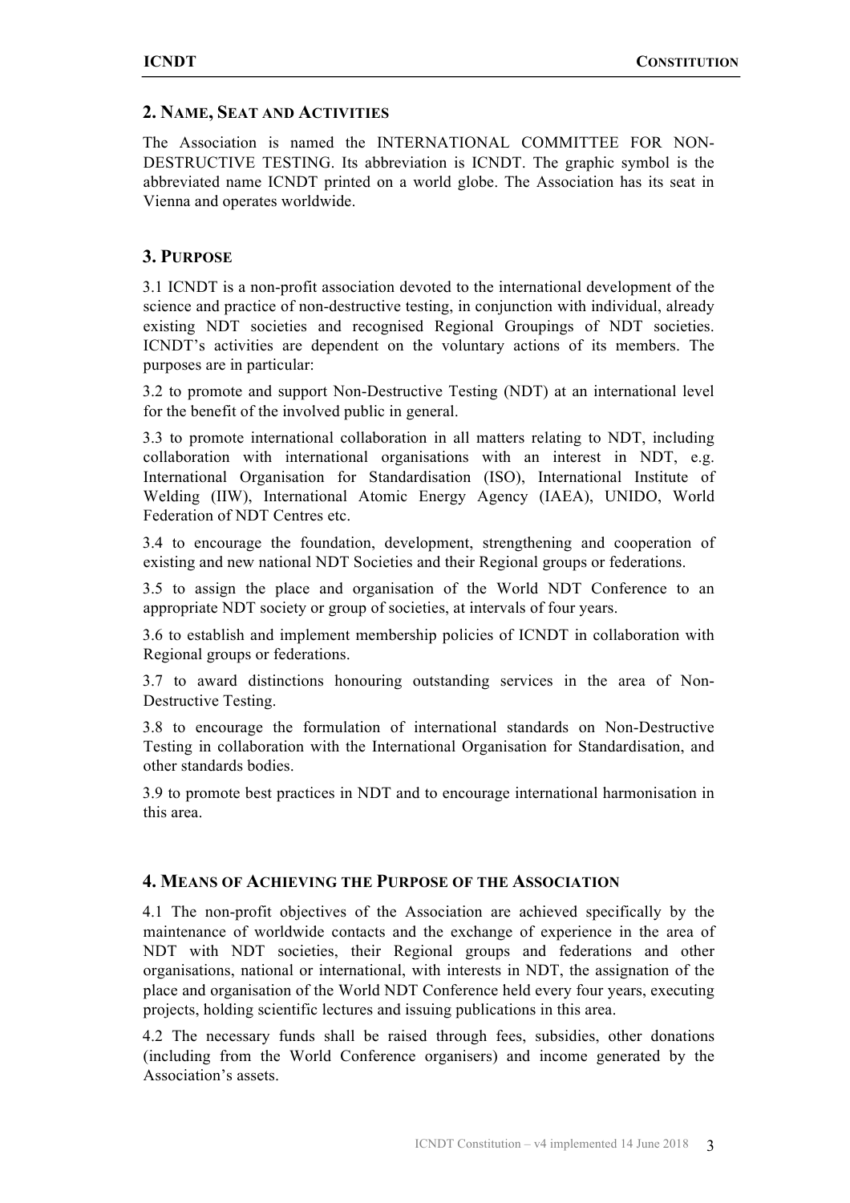## 2. Name, Seat and Activities

The Association is named the INTERNATIONAL COMMITTEE FOR NON-DESTRUCTIVE TESTING. Its abbreviation is ICNDT. The graphic symbol is the abbreviated name ICNDT printed on a world globe. The Association has its seat in Vienna and operates worldwide.

## 3. Purpose

3.1 ICNDT is a non-profit association devoted to the international development of the science and practice of non-destructive testing, in conjunction with individual, already existing NDT societies and recognised Regional Groupings of NDT societies. ICNDT's activities are dependent on the voluntary actions of its members. The purposes are in particular:

3.2 to promote and support Non-Destructive Testing (NDT) at an international level for the benefit of the involved public in general.

3.3 to promote international collaboration in all matters relating to NDT, including collaboration with international organisations with an interest in NDT, e.g. International Organisation for Standardisation (ISO), International Institute of Welding (IIW), International Atomic Energy Agency (IAEA), UNIDO, World Federation of NDT Centres etc.

3.4 to encourage the foundation, development, strengthening and cooperation of existing and new national NDT Societies and their Regional groups or federations.

3.5 to assign the place and organisation of the World NDT Conference to an appropriate NDT society or group of societies, at intervals of four years.

3.6 to establish and implement membership policies of ICNDT in collaboration with Regional groups or federations.

3.7 to award distinctions honouring outstanding services in the area of Non-Destructive Testing.

3.8 to encourage the formulation of international standards on Non-Destructive Testing in collaboration with the International Organisation for Standardisation, and other standards bodies.

3.9 to promote best practices in NDT and to encourage international harmonisation in this area.

## 4. Means of Achieving the Purpose of the Association

4.1 The non-profit objectives of the Association are achieved specifically by the maintenance of worldwide contacts and the exchange of experience in the area of NDT with NDT societies, their Regional groups and federations and other organisations, national or international, with interests in NDT, the assignation of the place and organisation of the World NDT Conference held every four years, executing projects, holding scientific lectures and issuing publications in this area.

4.2 The necessary funds shall be raised through fees, subsidies, other donations (including from the World Conference organisers) and income generated by the Association's assets.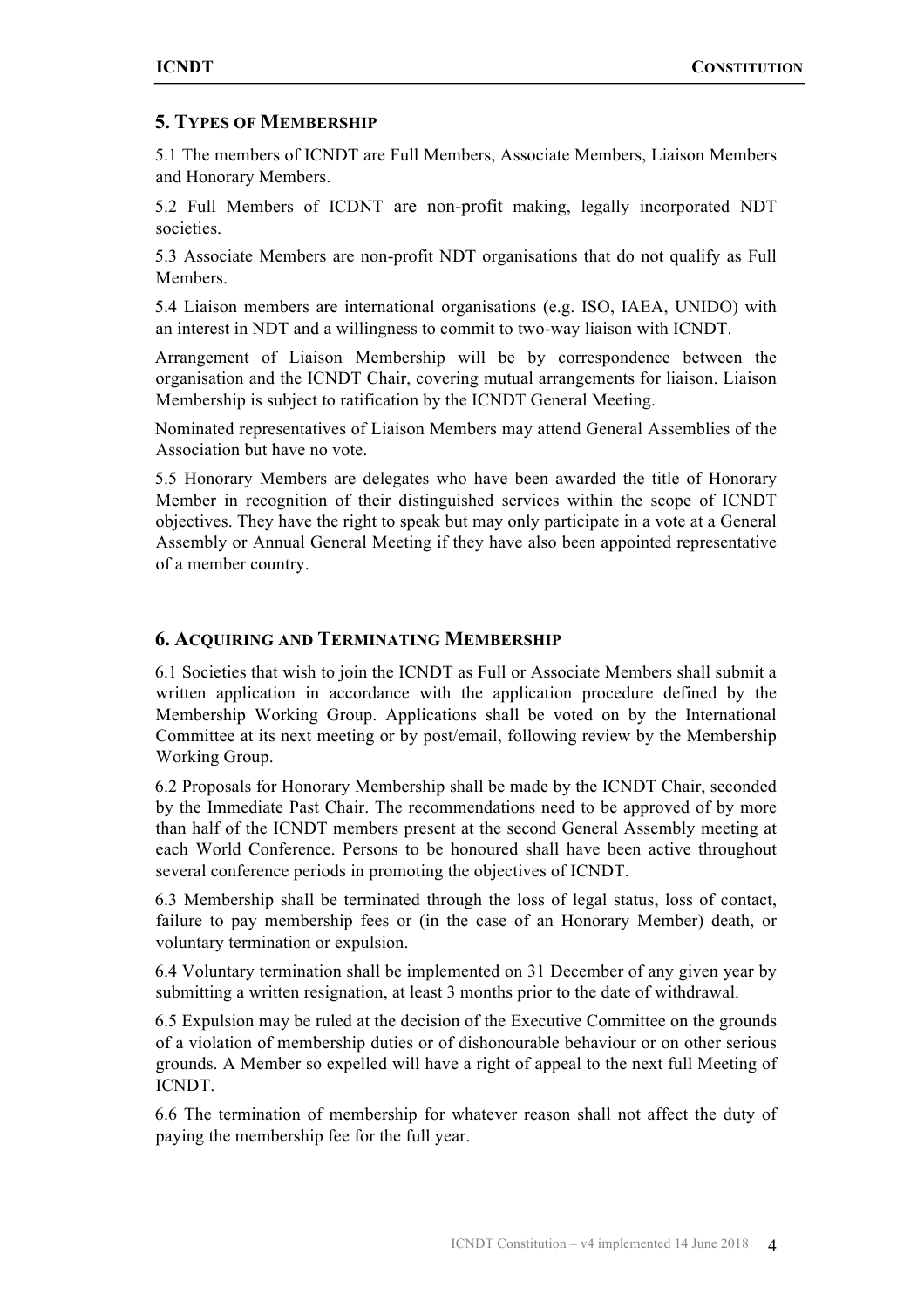## 5. Types of Membership

5.1 The members of ICNDT are Full Members, Associate Members, Liaison Members and Honorary Members.

5.2 Full Members of ICDNT are non-profit making, legally incorporated NDT societies.

5.3 Associate Members are non-profit NDT organisations that do not qualify as Full Members.

5.4 Liaison members are international organisations (e.g. ISO, IAEA, UNIDO) with an interest in NDT and a willingness to commit to two-way liaison with ICNDT.

Arrangement of Liaison Membership will be by correspondence between the organisation and the ICNDT Chair, covering mutual arrangements for liaison. Liaison Membership is subject to ratification by the ICNDT General Meeting.

Nominated representatives of Liaison Members may attend General Assemblies of the Association but have no vote.

5.5 Honorary Members are delegates who have been awarded the title of Honorary Member in recognition of their distinguished services within the scope of ICNDT objectives. They have the right to speak but may only participate in a vote at a General Assembly or Annual General Meeting if they have also been appointed representative of a member country.

## 6. Acquiring and Terminating Membership

6.1 Societies that wish to join the ICNDT as Full or Associate Members shall submit a written application in accordance with the application procedure defined by the Membership Working Group. Applications shall be voted on by the International Committee at its next meeting or by post/email, following review by the Membership Working Group.

6.2 Proposals for Honorary Membership shall be made by the ICNDT Chair, seconded by the Immediate Past Chair. The recommendations need to be approved of by more than half of the ICNDT members present at the second General Assembly meeting at each World Conference. Persons to be honoured shall have been active throughout several conference periods in promoting the objectives of ICNDT.

6.3 Membership shall be terminated through the loss of legal status, loss of contact, failure to pay membership fees or (in the case of an Honorary Member) death, or voluntary termination or expulsion.

6.4 Voluntary termination shall be implemented on 31 December of any given year by submitting a written resignation, at least 3 months prior to the date of withdrawal.

6.5 Expulsion may be ruled at the decision of the Executive Committee on the grounds of a violation of membership duties or of dishonourable behaviour or on other serious grounds. A Member so expelled will have a right of appeal to the next full Meeting of ICNDT.

6.6 The termination of membership for whatever reason shall not affect the duty of paying the membership fee for the full year.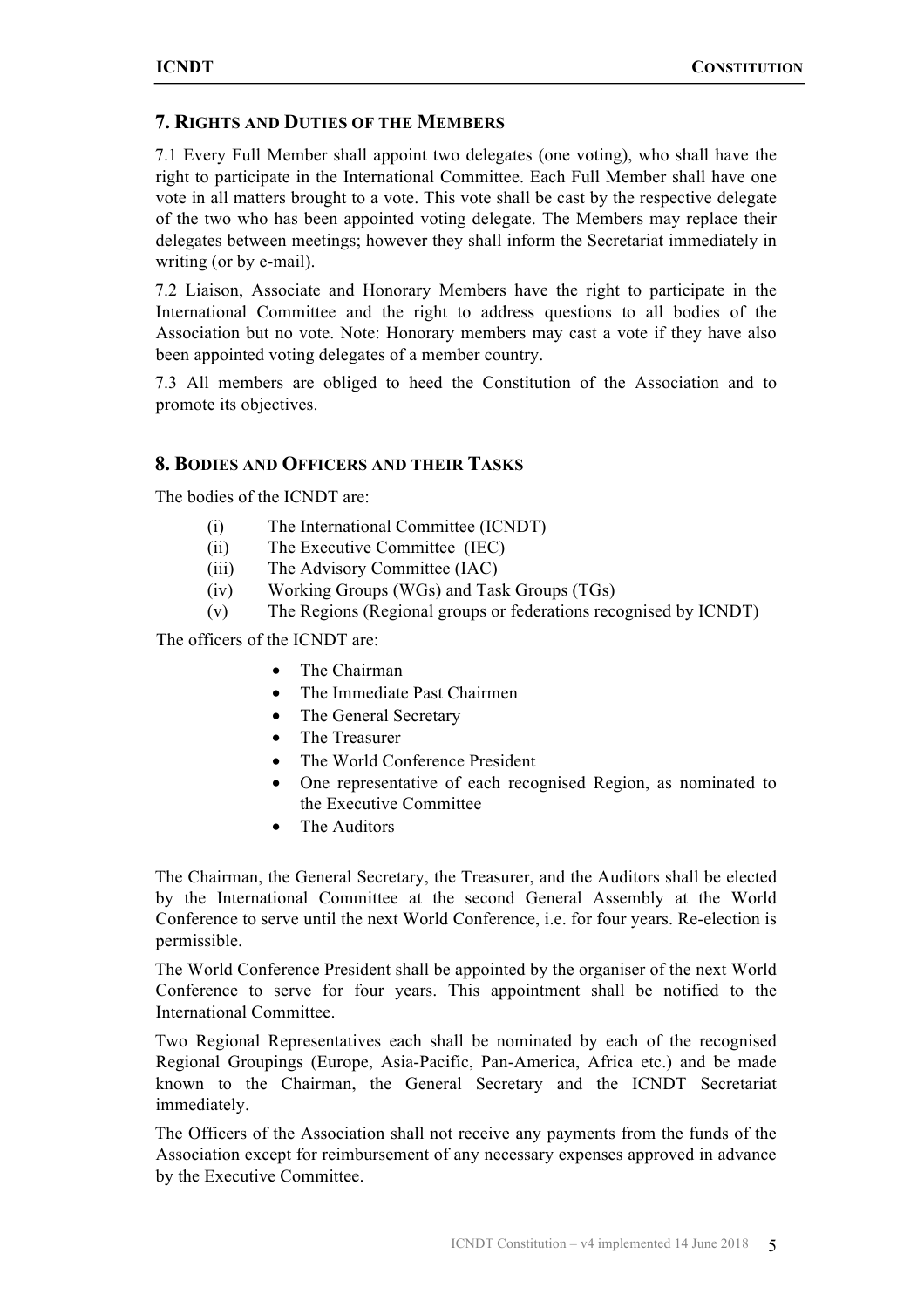## 7. Rights and Duties of the Members

7.1 Every Full Member shall appoint two delegates (one voting), who shall have the right to participate in the International Committee. Each Full Member shall have one vote in all matters brought to a vote. This vote shall be cast by the respective delegate of the two who has been appointed voting delegate. The Members may replace their delegates between meetings; however they shall inform the Secretariat immediately in writing (or by e-mail).

7.2 Liaison, Associate and Honorary Members have the right to participate in the International Committee and the right to address questions to all bodies of the Association but no vote. Note: Honorary members may cast a vote if they have also been appointed voting delegates of a member country.

7.3 All members are obliged to heed the Constitution of the Association and to promote its objectives.

## 8. Bodies and Officers and their Tasks

The bodies of the ICNDT are:

- (i) The International Committee (ICNDT)
- (ii) The Executive Committee (IEC)
- (iii) The Advisory Committee (IAC)
- (iv) Working Groups (WGs) and Task Groups (TGs)
- (v) The Regions (Regional groups or federations recognised by ICNDT)

The officers of the ICNDT are:

- The Chairman
- The Immediate Past Chairmen
- The General Secretary
- The Treasurer
- The World Conference President
- One representative of each recognised Region, as nominated to the Executive Committee
- The Auditors

The Chairman, the General Secretary, the Treasurer, and the Auditors shall be elected by the International Committee at the second General Assembly at the World Conference to serve until the next World Conference, i.e. for four years. Re-election is permissible.

The World Conference President shall be appointed by the organiser of the next World Conference to serve for four years. This appointment shall be notified to the International Committee.

Two Regional Representatives each shall be nominated by each of the recognised Regional Groupings (Europe, Asia-Pacific, Pan-America, Africa etc.) and be made known to the Chairman, the General Secretary and the ICNDT Secretariat immediately.

The Officers of the Association shall not receive any payments from the funds of the Association except for reimbursement of any necessary expenses approved in advance by the Executive Committee.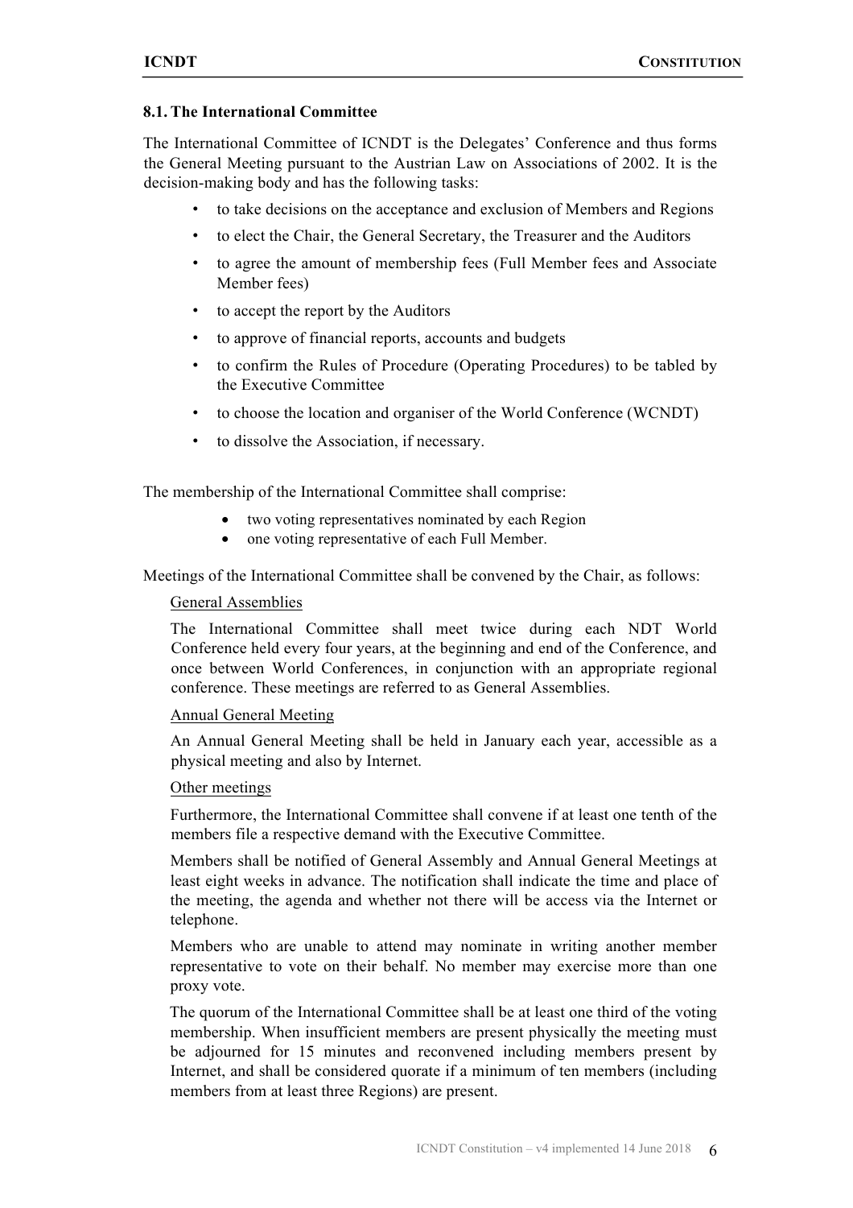### 8.1. The International Committee

The International Committee of ICNDT is the Delegates' Conference and thus forms the General Meeting pursuant to the Austrian Law on Associations of 2002. It is the decision-making body and has the following tasks:

- to take decisions on the acceptance and exclusion of Members and Regions
- to elect the Chair, the General Secretary, the Treasurer and the Auditors
- to agree the amount of membership fees (Full Member fees and Associate Member fees)
- to accept the report by the Auditors
- to approve of financial reports, accounts and budgets
- to confirm the Rules of Procedure (Operating Procedures) to be tabled by the Executive Committee
- to choose the location and organiser of the World Conference (WCNDT)
- to dissolve the Association, if necessary.

The membership of the International Committee shall comprise:

- two voting representatives nominated by each Region
- one voting representative of each Full Member.

Meetings of the International Committee shall be convened by the Chair, as follows:

General Assemblies

The International Committee shall meet twice during each NDT World Conference held every four years, at the beginning and end of the Conference, and once between World Conferences, in conjunction with an appropriate regional conference. These meetings are referred to as General Assemblies.

Annual General Meeting

An Annual General Meeting shall be held in January each year, accessible as a physical meeting and also by Internet.

Other meetings

Furthermore, the International Committee shall convene if at least one tenth of the members file a respective demand with the Executive Committee.

Members shall be notified of General Assembly and Annual General Meetings at least eight weeks in advance. The notification shall indicate the time and place of the meeting, the agenda and whether not there will be access via the Internet or telephone.

Members who are unable to attend may nominate in writing another member representative to vote on their behalf. No member may exercise more than one proxy vote.

The quorum of the International Committee shall be at least one third of the voting membership. When insufficient members are present physically the meeting must be adjourned for 15 minutes and reconvened including members present by Internet, and shall be considered quorate if a minimum of ten members (including members from at least three Regions) are present.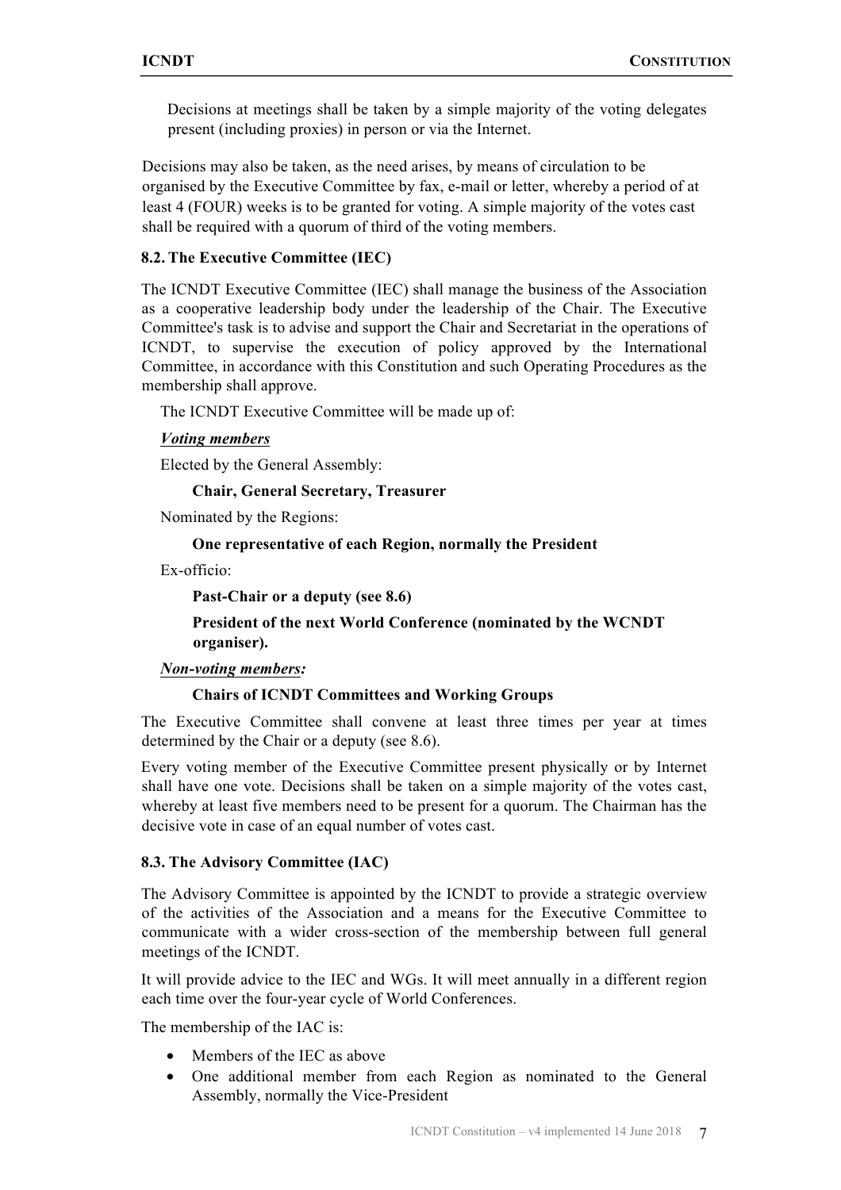Decisions at meetings shall be taken by a simple majority of the voting delegates present (including proxies) in person or via the Internet.

Decisions may also be taken, as the need arises, by means of circulation to be organised by the Executive Committee by fax, e-mail or letter, whereby a period of at least 4 (FOUR) weeks is to be granted for voting. A simple majority of the votes cast shall be required with a quorum of third of the voting members.

### 8.2. The Executive Committee (IEC)

The ICNDT Executive Committee (IEC) shall manage the business of the Association as a cooperative leadership body under the leadership of the Chair. The Executive Committee's task is to advise and support the Chair and Secretariat in the operations of ICNDT, to supervise the execution of policy approved by the International Committee, in accordance with this Constitution and such Operating Procedures as the membership shall approve.

The ICNDT Executive Committee will be made up of:

***Voting members***

Elected by the General Assembly:

**Chair, General Secretary, Treasurer**

Nominated by the Regions:

**One representative of each Region, normally the President**

Ex-officio:

**Past-Chair or a deputy (see 8.6)**

**President of the next World Conference (nominated by the WCNDT organiser).**

***Non-voting members:***

**Chairs of ICNDT Committees and Working Groups**

The Executive Committee shall convene at least three times per year at times determined by the Chair or a deputy (see 8.6).

Every voting member of the Executive Committee present physically or by Internet shall have one vote. Decisions shall be taken on a simple majority of the votes cast, whereby at least five members need to be present for a quorum. The Chairman has the decisive vote in case of an equal number of votes cast.

### 8.3. The Advisory Committee (IAC)

The Advisory Committee is appointed by the ICNDT to provide a strategic overview of the activities of the Association and a means for the Executive Committee to communicate with a wider cross-section of the membership between full general meetings of the ICNDT.

It will provide advice to the IEC and WGs. It will meet annually in a different region each time over the four-year cycle of World Conferences.

The membership of the IAC is:

- Members of the IEC as above
- One additional member from each Region as nominated to the General Assembly, normally the Vice-President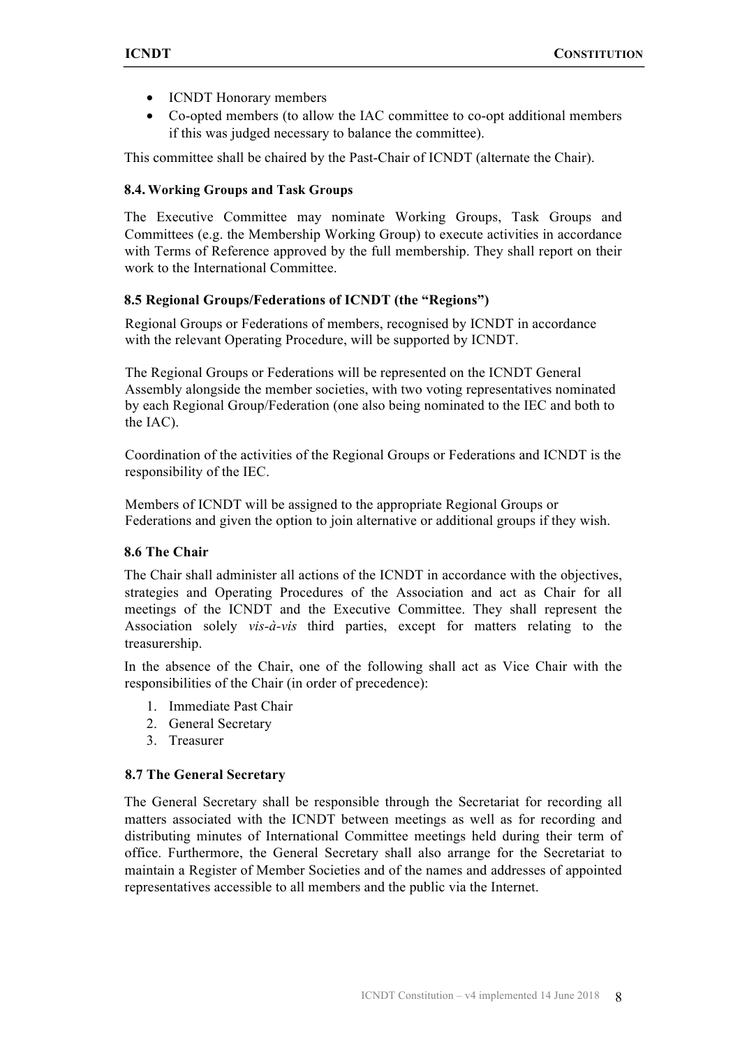- ICNDT Honorary members
- Co-opted members (to allow the IAC committee to co-opt additional members if this was judged necessary to balance the committee).

This committee shall be chaired by the Past-Chair of ICNDT (alternate the Chair).

### 8.4. Working Groups and Task Groups

The Executive Committee may nominate Working Groups, Task Groups and Committees (e.g. the Membership Working Group) to execute activities in accordance with Terms of Reference approved by the full membership. They shall report on their work to the International Committee.

### 8.5 Regional Groups/Federations of ICNDT (the "Regions")

Regional Groups or Federations of members, recognised by ICNDT in accordance with the relevant Operating Procedure, will be supported by ICNDT.

The Regional Groups or Federations will be represented on the ICNDT General Assembly alongside the member societies, with two voting representatives nominated by each Regional Group/Federation (one also being nominated to the IEC and both to the IAC).

Coordination of the activities of the Regional Groups or Federations and ICNDT is the responsibility of the IEC.

Members of ICNDT will be assigned to the appropriate Regional Groups or Federations and given the option to join alternative or additional groups if they wish.

### 8.6 The Chair

The Chair shall administer all actions of the ICNDT in accordance with the objectives, strategies and Operating Procedures of the Association and act as Chair for all meetings of the ICNDT and the Executive Committee. They shall represent the Association solely *vis-à-vis* third parties, except for matters relating to the treasurership.

In the absence of the Chair, one of the following shall act as Vice Chair with the responsibilities of the Chair (in order of precedence):

1. Immediate Past Chair
2. General Secretary
3. Treasurer

### 8.7 The General Secretary

The General Secretary shall be responsible through the Secretariat for recording all matters associated with the ICNDT between meetings as well as for recording and distributing minutes of International Committee meetings held during their term of office. Furthermore, the General Secretary shall also arrange for the Secretariat to maintain a Register of Member Societies and of the names and addresses of appointed representatives accessible to all members and the public via the Internet.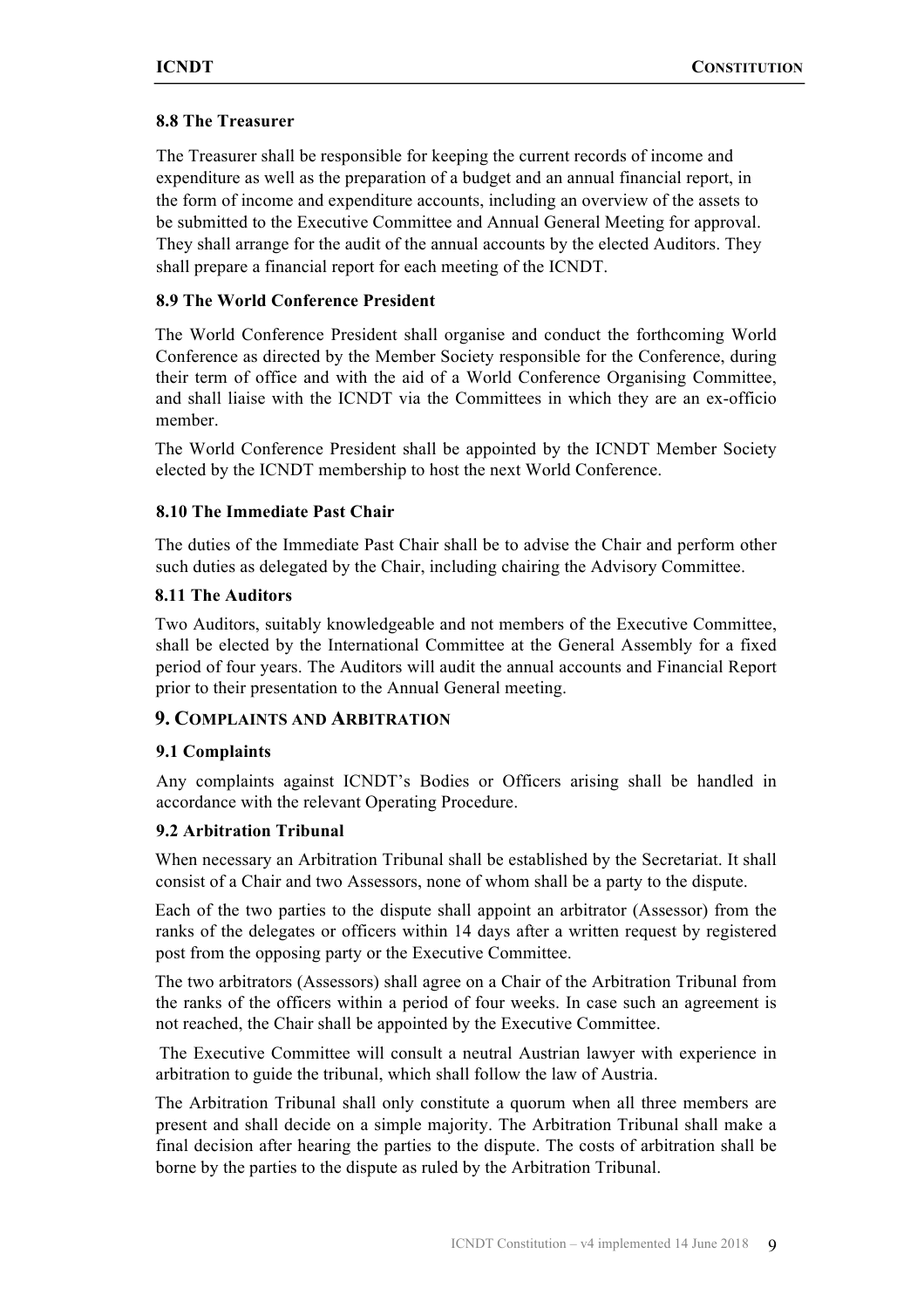### 8.8 The Treasurer

The Treasurer shall be responsible for keeping the current records of income and expenditure as well as the preparation of a budget and an annual financial report, in the form of income and expenditure accounts, including an overview of the assets to be submitted to the Executive Committee and Annual General Meeting for approval. They shall arrange for the audit of the annual accounts by the elected Auditors. They shall prepare a financial report for each meeting of the ICNDT.

### 8.9 The World Conference President

The World Conference President shall organise and conduct the forthcoming World Conference as directed by the Member Society responsible for the Conference, during their term of office and with the aid of a World Conference Organising Committee, and shall liaise with the ICNDT via the Committees in which they are an ex-officio member.

The World Conference President shall be appointed by the ICNDT Member Society elected by the ICNDT membership to host the next World Conference.

### 8.10 The Immediate Past Chair

The duties of the Immediate Past Chair shall be to advise the Chair and perform other such duties as delegated by the Chair, including chairing the Advisory Committee.

### 8.11 The Auditors

Two Auditors, suitably knowledgeable and not members of the Executive Committee, shall be elected by the International Committee at the General Assembly for a fixed period of four years. The Auditors will audit the annual accounts and Financial Report prior to their presentation to the Annual General meeting.

## 9. Complaints and Arbitration

### 9.1 Complaints

Any complaints against ICNDT's Bodies or Officers arising shall be handled in accordance with the relevant Operating Procedure.

### 9.2 Arbitration Tribunal

When necessary an Arbitration Tribunal shall be established by the Secretariat. It shall consist of a Chair and two Assessors, none of whom shall be a party to the dispute.

Each of the two parties to the dispute shall appoint an arbitrator (Assessor) from the ranks of the delegates or officers within 14 days after a written request by registered post from the opposing party or the Executive Committee.

The two arbitrators (Assessors) shall agree on a Chair of the Arbitration Tribunal from the ranks of the officers within a period of four weeks. In case such an agreement is not reached, the Chair shall be appointed by the Executive Committee.

The Executive Committee will consult a neutral Austrian lawyer with experience in arbitration to guide the tribunal, which shall follow the law of Austria.

The Arbitration Tribunal shall only constitute a quorum when all three members are present and shall decide on a simple majority. The Arbitration Tribunal shall make a final decision after hearing the parties to the dispute. The costs of arbitration shall be borne by the parties to the dispute as ruled by the Arbitration Tribunal.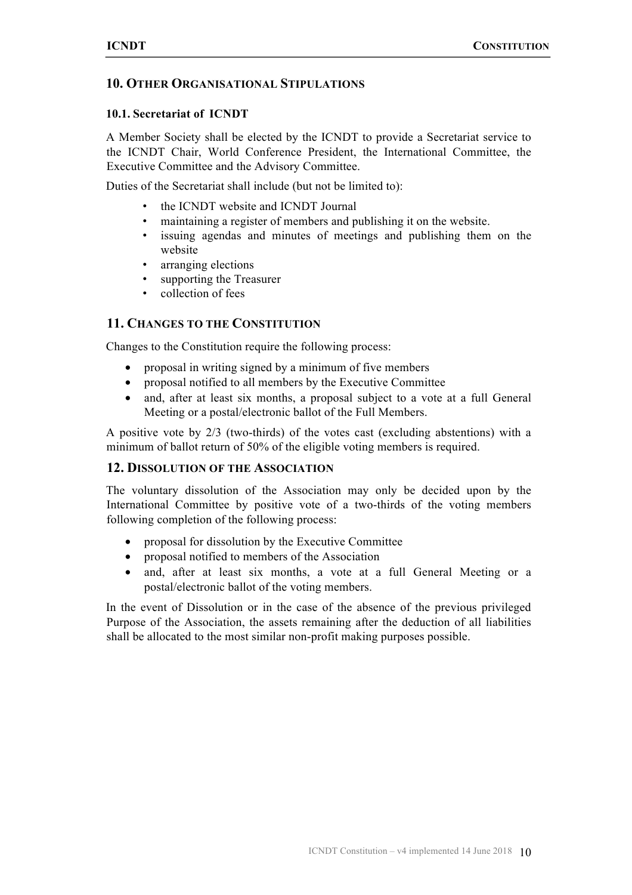## 10. Other Organisational Stipulations

### 10.1. Secretariat of ICNDT

A Member Society shall be elected by the ICNDT to provide a Secretariat service to the ICNDT Chair, World Conference President, the International Committee, the Executive Committee and the Advisory Committee.

Duties of the Secretariat shall include (but not be limited to):

- the ICNDT website and ICNDT Journal
- maintaining a register of members and publishing it on the website.
- issuing agendas and minutes of meetings and publishing them on the website
- arranging elections
- supporting the Treasurer
- collection of fees

## 11. Changes to the Constitution

Changes to the Constitution require the following process:

- proposal in writing signed by a minimum of five members
- proposal notified to all members by the Executive Committee
- and, after at least six months, a proposal subject to a vote at a full General Meeting or a postal/electronic ballot of the Full Members.

A positive vote by 2/3 (two-thirds) of the votes cast (excluding abstentions) with a minimum of ballot return of 50% of the eligible voting members is required.

## 12. Dissolution of the Association

The voluntary dissolution of the Association may only be decided upon by the International Committee by positive vote of a two-thirds of the voting members following completion of the following process:

- proposal for dissolution by the Executive Committee
- proposal notified to members of the Association
- and, after at least six months, a vote at a full General Meeting or a postal/electronic ballot of the voting members.

In the event of Dissolution or in the case of the absence of the previous privileged Purpose of the Association, the assets remaining after the deduction of all liabilities shall be allocated to the most similar non-profit making purposes possible.